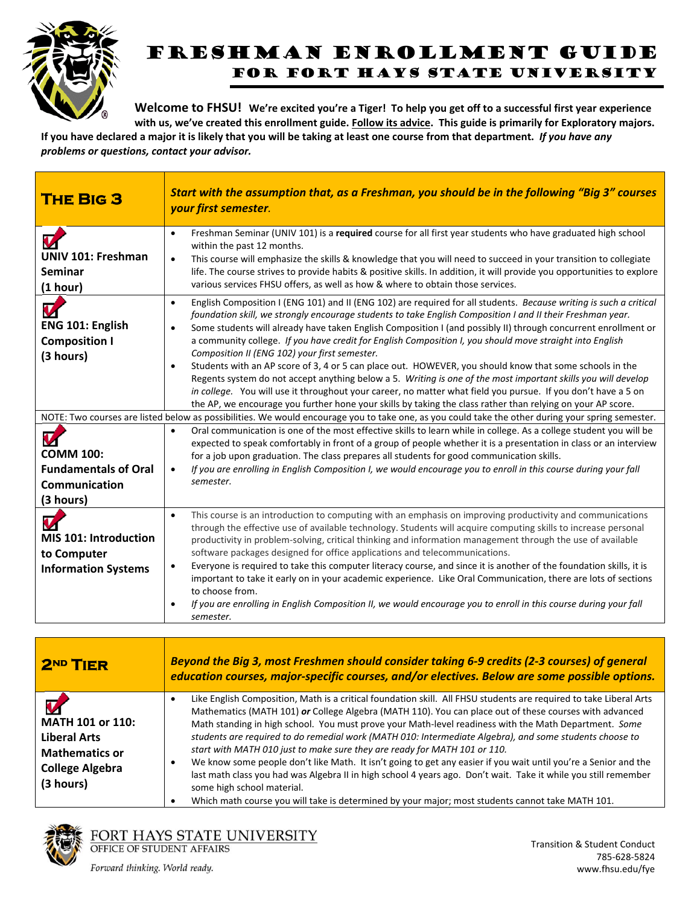# Freshman Enrollment Guide

## for Fort Hays State University

**Welcome to FHSU! We're excited you're a Tiger! To help you get off to a successful first year experience with us, we've created this enrollment guide. Follow its advice. This guide is primarily for Exploratory majors. If you have declared a major it is likely that you will be taking at least one course from that department.** ***If you have any problems or questions, contact your advisor.***

| **The Big 3** | ***Start with the assumption that, as a Freshman, you should be in the following "Big 3" courses your first semester.*** |
|---|---|
| **UNIV 101: Freshman Seminar (1 hour)** | • Freshman Seminar (UNIV 101) is a **required** course for all first year students who have graduated high school within the past 12 months.<br>• This course will emphasize the skills & knowledge that you will need to succeed in your transition to collegiate life. The course strives to provide habits & positive skills. In addition, it will provide you opportunities to explore various services FHSU offers, as well as how & where to obtain those services. |
| **ENG 101: English Composition I (3 hours)** | • English Composition I (ENG 101) and II (ENG 102) are required for all students. *Because writing is such a critical foundation skill, we strongly encourage students to take English Composition I and II their Freshman year.*<br>• Some students will already have taken English Composition I (and possibly II) through concurrent enrollment or a community college. *If you have credit for English Composition I, you should move straight into English Composition II (ENG 102) your first semester.*<br>• Students with an AP score of 3, 4 or 5 can place out. HOWEVER, you should know that some schools in the Regents system do not accept anything below a 5. *Writing is one of the most important skills you will develop in college.* You will use it throughout your career, no matter what field you pursue. If you don't have a 5 on the AP, we encourage you further hone your skills by taking the class rather than relying on your AP score. |
| NOTE: Two courses are listed below as possibilities. We would encourage you to take one, as you could take the other during your spring semester. | |
| **COMM 100: Fundamentals of Oral Communication (3 hours)** | • Oral communication is one of the most effective skills to learn while in college. As a college student you will be expected to speak comfortably in front of a group of people whether it is a presentation in class or an interview for a job upon graduation. The class prepares all students for good communication skills.<br>• *If you are enrolling in English Composition I, we would encourage you to enroll in this course during your fall semester.* |
| **MIS 101: Introduction to Computer Information Systems** | • This course is an introduction to computing with an emphasis on improving productivity and communications through the effective use of available technology. Students will acquire computing skills to increase personal productivity in problem-solving, critical thinking and information management through the use of available software packages designed for office applications and telecommunications.<br>• Everyone is required to take this computer literacy course, and since it is another of the foundation skills, it is important to take it early on in your academic experience. Like Oral Communication, there are lots of sections to choose from.<br>• *If you are enrolling in English Composition II, we would encourage you to enroll in this course during your fall semester.* |

| **2nd Tier** | ***Beyond the Big 3, most Freshmen should consider taking 6-9 credits (2-3 courses) of general education courses, major-specific courses, and/or electives. Below are some possible options.*** |
|---|---|
| **MATH 101 or 110: Liberal Arts Mathematics or College Algebra (3 hours)** | • Like English Composition, Math is a critical foundation skill. All FHSU students are required to take Liberal Arts Mathematics (MATH 101) ***or*** College Algebra (MATH 110). You can place out of these courses with advanced Math standing in high school. You must prove your Math-level readiness with the Math Department. *Some students are required to do remedial work (MATH 010: Intermediate Algebra), and some students choose to start with MATH 010 just to make sure they are ready for MATH 101 or 110.*<br>• We know some people don't like Math. It isn't going to get any easier if you wait until you're a Senior and the last math class you had was Algebra II in high school 4 years ago. Don't wait. Take it while you still remember some high school material.<br>• Which math course you will take is determined by your major; most students cannot take MATH 101. |

Fort Hays State University
Office of Student Affairs
*Forward thinking. World ready.*

Transition & Student Conduct
785-628-5824
www.fhsu.edu/fye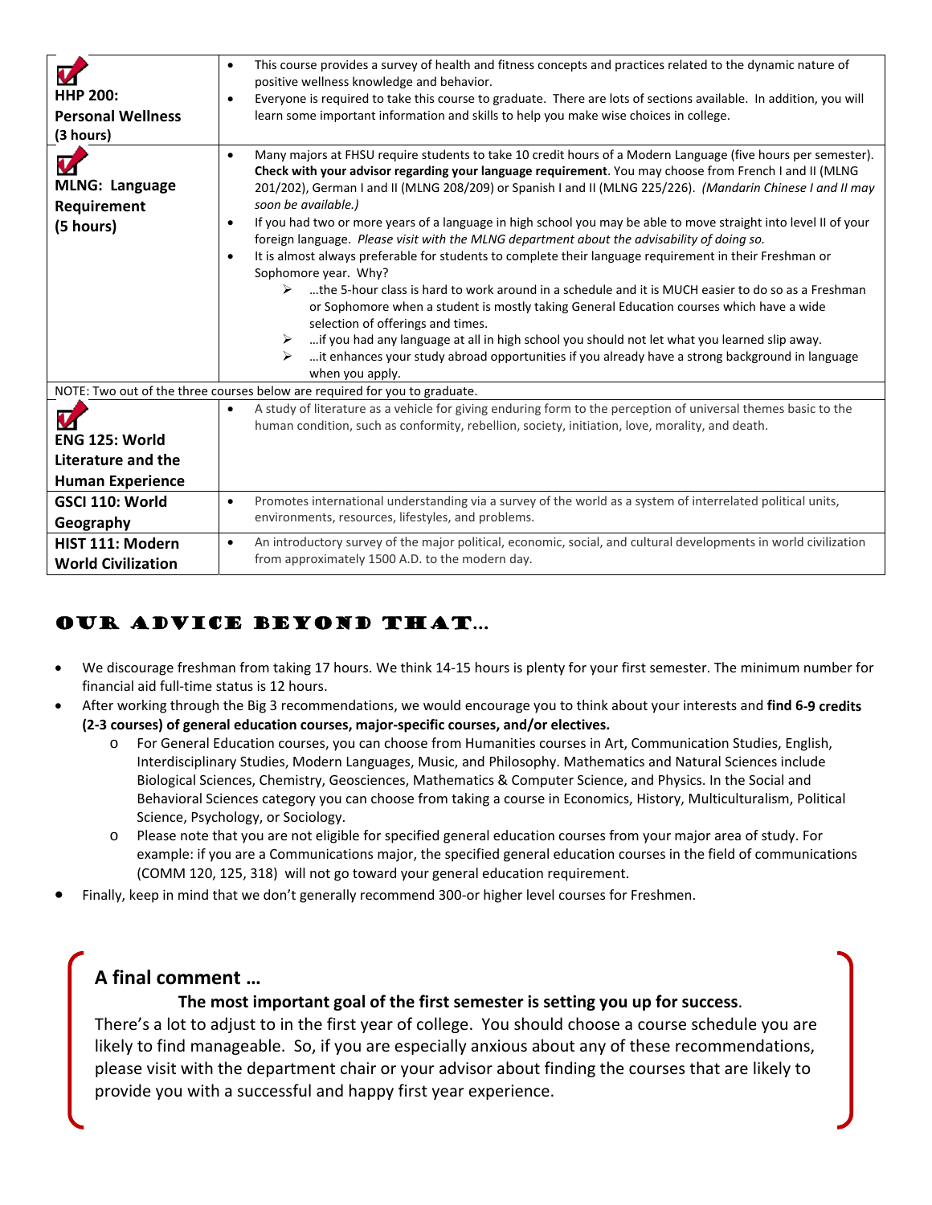| | |
|---|---|
| **HHP 200: Personal Wellness (3 hours)** | • This course provides a survey of health and fitness concepts and practices related to the dynamic nature of positive wellness knowledge and behavior.<br>• Everyone is required to take this course to graduate. There are lots of sections available. In addition, you will learn some important information and skills to help you make wise choices in college. |
| **MLNG: Language Requirement (5 hours)** | • Many majors at FHSU require students to take 10 credit hours of a Modern Language (five hours per semester). **Check with your advisor regarding your language requirement**. You may choose from French I and II (MLNG 201/202), German I and II (MLNG 208/209) or Spanish I and II (MLNG 225/226). *(Mandarin Chinese I and II may soon be available.)*<br>• If you had two or more years of a language in high school you may be able to move straight into level II of your foreign language. *Please visit with the MLNG department about the advisability of doing so.*<br>• It is almost always preferable for students to complete their language requirement in their Freshman or Sophomore year. Why?<br>➢ …the 5-hour class is hard to work around in a schedule and it is MUCH easier to do so as a Freshman or Sophomore when a student is mostly taking General Education courses which have a wide selection of offerings and times.<br>➢ …if you had any language at all in high school you should not let what you learned slip away.<br>➢ …it enhances your study abroad opportunities if you already have a strong background in language when you apply. |
| NOTE: Two out of the three courses below are required for you to graduate. | |
| **ENG 125: World Literature and the Human Experience** | • A study of literature as a vehicle for giving enduring form to the perception of universal themes basic to the human condition, such as conformity, rebellion, society, initiation, love, morality, and death. |
| **GSCI 110: World Geography** | • Promotes international understanding via a survey of the world as a system of interrelated political units, environments, resources, lifestyles, and problems. |
| **HIST 111: Modern World Civilization** | • An introductory survey of the major political, economic, social, and cultural developments in world civilization from approximately 1500 A.D. to the modern day. |

## Our Advice Beyond That…

- We discourage freshman from taking 17 hours. We think 14-15 hours is plenty for your first semester. The minimum number for financial aid full-time status is 12 hours.
- After working through the Big 3 recommendations, we would encourage you to think about your interests and **find 6-9 credits (2-3 courses) of general education courses, major-specific courses, and/or electives.**
  - For General Education courses, you can choose from Humanities courses in Art, Communication Studies, English, Interdisciplinary Studies, Modern Languages, Music, and Philosophy. Mathematics and Natural Sciences include Biological Sciences, Chemistry, Geosciences, Mathematics & Computer Science, and Physics. In the Social and Behavioral Sciences category you can choose from taking a course in Economics, History, Multiculturalism, Political Science, Psychology, or Sociology.
  - Please note that you are not eligible for specified general education courses from your major area of study. For example: if you are a Communications major, the specified general education courses in the field of communications (COMM 120, 125, 318) will not go toward your general education requirement.
- Finally, keep in mind that we don't generally recommend 300-or higher level courses for Freshmen.

### A final comment …

**The most important goal of the first semester is setting you up for success**.

There's a lot to adjust to in the first year of college. You should choose a course schedule you are likely to find manageable. So, if you are especially anxious about any of these recommendations, please visit with the department chair or your advisor about finding the courses that are likely to provide you with a successful and happy first year experience.